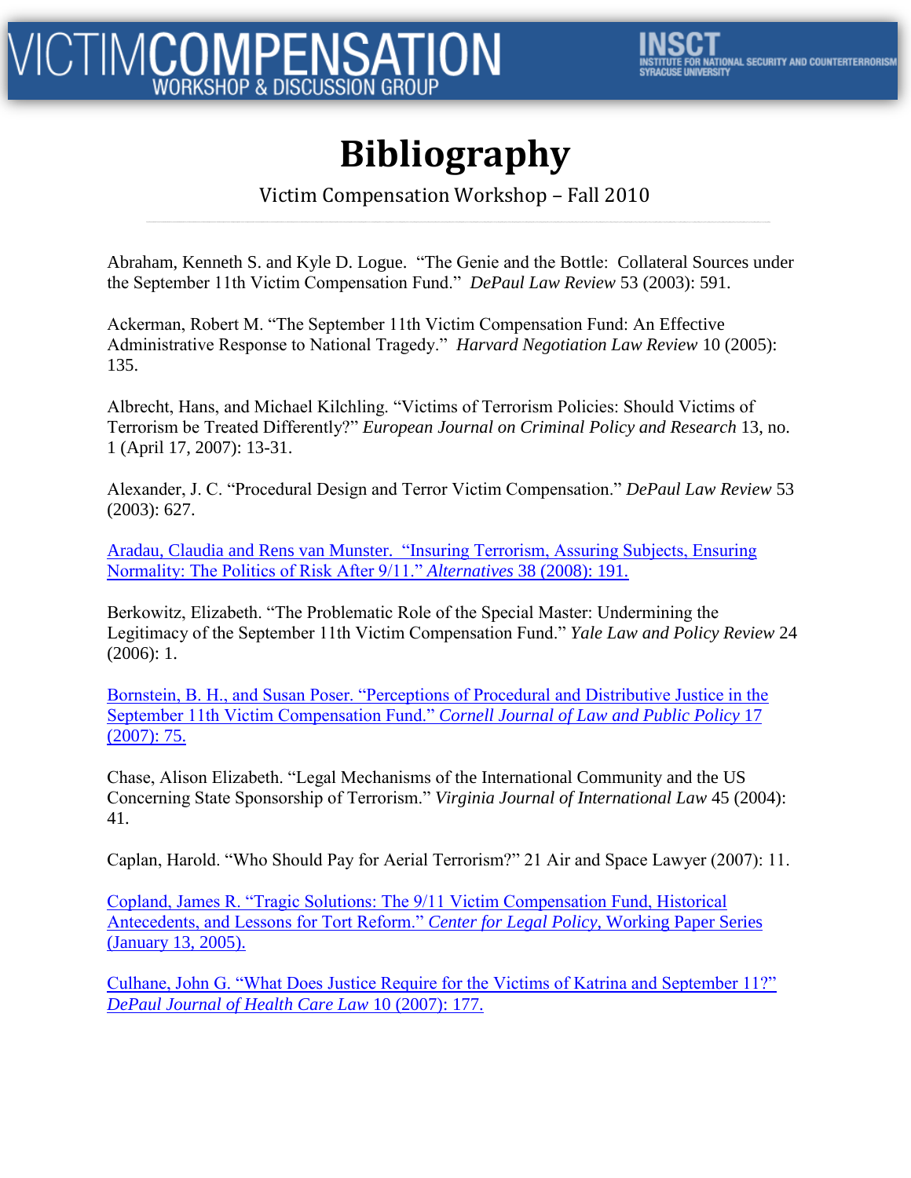VICTIM COMPENSATION WORKSHOP & DISCUSSION GROUP

INSCT INSTITUTE FOR NATIONAL SECURITY AND COUNTERTERRORISM SYRACUSE UNIVERSITY

# Bibliography

Victim Compensation Workshop – Fall 2010

Abraham, Kenneth S. and Kyle D. Logue. "The Genie and the Bottle: Collateral Sources under the September 11th Victim Compensation Fund." *DePaul Law Review* 53 (2003): 591.

Ackerman, Robert M. "The September 11th Victim Compensation Fund: An Effective Administrative Response to National Tragedy." *Harvard Negotiation Law Review* 10 (2005): 135.

Albrecht, Hans, and Michael Kilchling. "Victims of Terrorism Policies: Should Victims of Terrorism be Treated Differently?" *European Journal on Criminal Policy and Research* 13, no. 1 (April 17, 2007): 13-31.

Alexander, J. C. "Procedural Design and Terror Victim Compensation." *DePaul Law Review* 53 (2003): 627.

Aradau, Claudia and Rens van Munster. "Insuring Terrorism, Assuring Subjects, Ensuring Normality: The Politics of Risk After 9/11." *Alternatives* 38 (2008): 191.

Berkowitz, Elizabeth. "The Problematic Role of the Special Master: Undermining the Legitimacy of the September 11th Victim Compensation Fund." *Yale Law and Policy Review* 24 (2006): 1.

Bornstein, B. H., and Susan Poser. "Perceptions of Procedural and Distributive Justice in the September 11th Victim Compensation Fund." *Cornell Journal of Law and Public Policy* 17 (2007): 75.

Chase, Alison Elizabeth. "Legal Mechanisms of the International Community and the US Concerning State Sponsorship of Terrorism." *Virginia Journal of International Law* 45 (2004): 41.

Caplan, Harold. "Who Should Pay for Aerial Terrorism?" 21 Air and Space Lawyer (2007): 11.

Copland, James R. "Tragic Solutions: The 9/11 Victim Compensation Fund, Historical Antecedents, and Lessons for Tort Reform." *Center for Legal Policy*, Working Paper Series (January 13, 2005).

Culhane, John G. "What Does Justice Require for the Victims of Katrina and September 11?" *DePaul Journal of Health Care Law* 10 (2007): 177.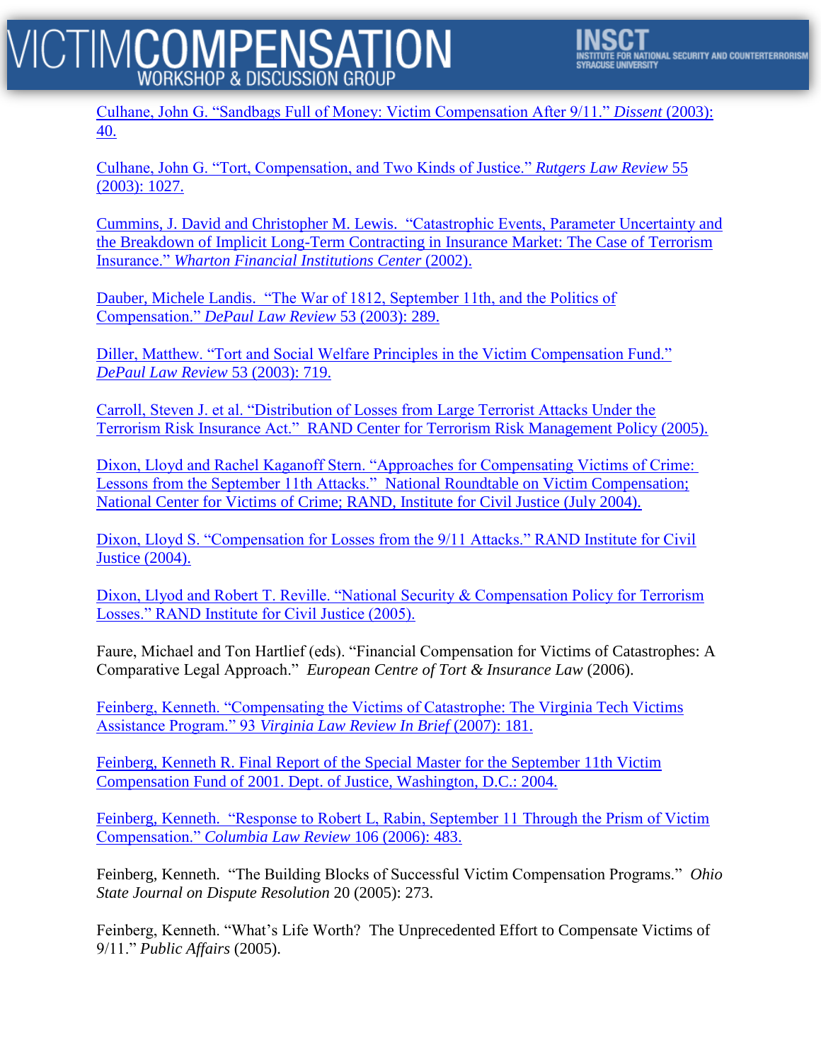Culhane, John G. "Sandbags Full of Money: Victim Compensation After 9/11." *Dissent* (2003): 40.

Culhane, John G. "Tort, Compensation, and Two Kinds of Justice." *Rutgers Law Review* 55 (2003): 1027.

Cummins, J. David and Christopher M. Lewis. "Catastrophic Events, Parameter Uncertainty and the Breakdown of Implicit Long-Term Contracting in Insurance Market: The Case of Terrorism Insurance." *Wharton Financial Institutions Center* (2002).

Dauber, Michele Landis. "The War of 1812, September 11th, and the Politics of Compensation." *DePaul Law Review* 53 (2003): 289.

Diller, Matthew. "Tort and Social Welfare Principles in the Victim Compensation Fund." *DePaul Law Review* 53 (2003): 719.

Carroll, Steven J. et al. "Distribution of Losses from Large Terrorist Attacks Under the Terrorism Risk Insurance Act." RAND Center for Terrorism Risk Management Policy (2005).

Dixon, Lloyd and Rachel Kaganoff Stern. "Approaches for Compensating Victims of Crime: Lessons from the September 11th Attacks." National Roundtable on Victim Compensation; National Center for Victims of Crime; RAND, Institute for Civil Justice (July 2004).

Dixon, Lloyd S. "Compensation for Losses from the 9/11 Attacks." RAND Institute for Civil Justice (2004).

Dixon, Llyod and Robert T. Reville. "National Security & Compensation Policy for Terrorism Losses." RAND Institute for Civil Justice (2005).

Faure, Michael and Ton Hartlief (eds). "Financial Compensation for Victims of Catastrophes: A Comparative Legal Approach." *European Centre of Tort & Insurance Law* (2006).

Feinberg, Kenneth. "Compensating the Victims of Catastrophe: The Virginia Tech Victims Assistance Program." 93 *Virginia Law Review In Brief* (2007): 181.

Feinberg, Kenneth R. Final Report of the Special Master for the September 11th Victim Compensation Fund of 2001. Dept. of Justice, Washington, D.C.: 2004.

Feinberg, Kenneth. "Response to Robert L, Rabin, September 11 Through the Prism of Victim Compensation." *Columbia Law Review* 106 (2006): 483.

Feinberg, Kenneth. "The Building Blocks of Successful Victim Compensation Programs." *Ohio State Journal on Dispute Resolution* 20 (2005): 273.

Feinberg, Kenneth. "What's Life Worth? The Unprecedented Effort to Compensate Victims of 9/11." *Public Affairs* (2005).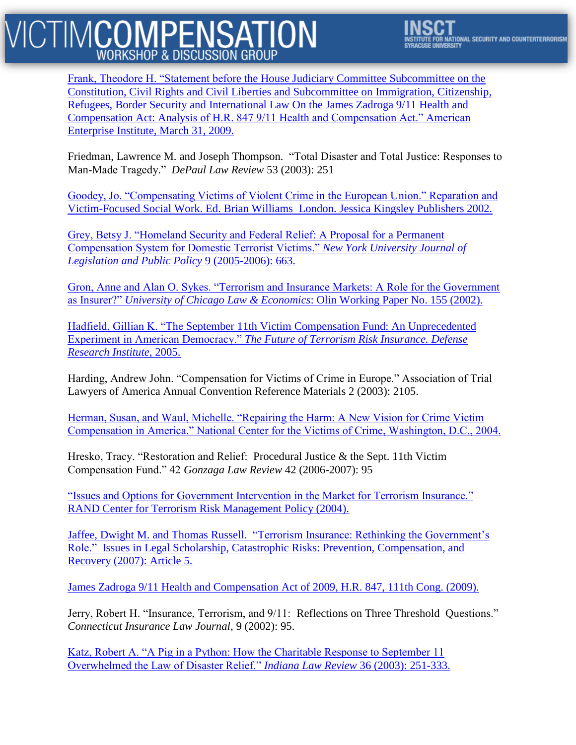Frank, Theodore H. "Statement before the House Judiciary Committee Subcommittee on the Constitution, Civil Rights and Civil Liberties and Subcommittee on Immigration, Citizenship, Refugees, Border Security and International Law On the James Zadroga 9/11 Health and Compensation Act: Analysis of H.R. 847 9/11 Health and Compensation Act." American Enterprise Institute, March 31, 2009.

Friedman, Lawrence M. and Joseph Thompson. "Total Disaster and Total Justice: Responses to Man-Made Tragedy." *DePaul Law Review* 53 (2003): 251

Goodey, Jo. "Compensating Victims of Violent Crime in the European Union." Reparation and Victim-Focused Social Work. Ed. Brian Williams London. Jessica Kingsley Publishers 2002.

Grey, Betsy J. "Homeland Security and Federal Relief: A Proposal for a Permanent Compensation System for Domestic Terrorist Victims." *New York University Journal of Legislation and Public Policy* 9 (2005-2006): 663.

Gron, Anne and Alan O. Sykes. "Terrorism and Insurance Markets: A Role for the Government as Insurer?" *University of Chicago Law & Economics*: Olin Working Paper No. 155 (2002).

Hadfield, Gillian K. "The September 11th Victim Compensation Fund: An Unprecedented Experiment in American Democracy." *The Future of Terrorism Risk Insurance. Defense Research Institute*, 2005.

Harding, Andrew John. "Compensation for Victims of Crime in Europe." Association of Trial Lawyers of America Annual Convention Reference Materials 2 (2003): 2105.

Herman, Susan, and Waul, Michelle. "Repairing the Harm: A New Vision for Crime Victim Compensation in America." National Center for the Victims of Crime, Washington, D.C., 2004.

Hresko, Tracy. "Restoration and Relief: Procedural Justice & the Sept. 11th Victim Compensation Fund." 42 *Gonzaga Law Review* 42 (2006-2007): 95

"Issues and Options for Government Intervention in the Market for Terrorism Insurance." RAND Center for Terrorism Risk Management Policy (2004).

Jaffee, Dwight M. and Thomas Russell. "Terrorism Insurance: Rethinking the Government's Role." Issues in Legal Scholarship, Catastrophic Risks: Prevention, Compensation, and Recovery (2007): Article 5.

James Zadroga 9/11 Health and Compensation Act of 2009, H.R. 847, 111th Cong. (2009).

Jerry, Robert H. "Insurance, Terrorism, and 9/11: Reflections on Three Threshold Questions." *Connecticut Insurance Law Journal*, 9 (2002): 95.

Katz, Robert A. "A Pig in a Python: How the Charitable Response to September 11 Overwhelmed the Law of Disaster Relief." *Indiana Law Review* 36 (2003): 251-333.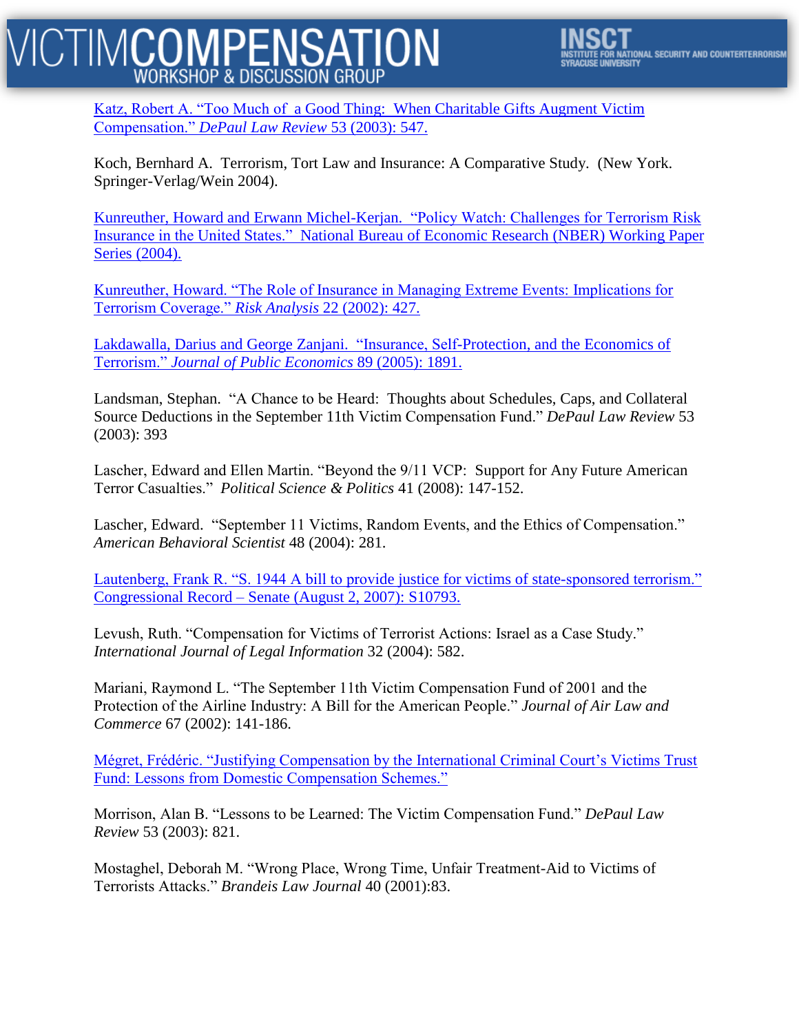Katz, Robert A. "Too Much of a Good Thing: When Charitable Gifts Augment Victim Compensation." *DePaul Law Review* 53 (2003): 547.

Koch, Bernhard A. Terrorism, Tort Law and Insurance: A Comparative Study. (New York. Springer-Verlag/Wein 2004).

Kunreuther, Howard and Erwann Michel-Kerjan. "Policy Watch: Challenges for Terrorism Risk Insurance in the United States." National Bureau of Economic Research (NBER) Working Paper Series (2004).

Kunreuther, Howard. "The Role of Insurance in Managing Extreme Events: Implications for Terrorism Coverage." *Risk Analysis* 22 (2002): 427.

Lakdawalla, Darius and George Zanjani. "Insurance, Self-Protection, and the Economics of Terrorism." *Journal of Public Economics* 89 (2005): 1891.

Landsman, Stephan. "A Chance to be Heard: Thoughts about Schedules, Caps, and Collateral Source Deductions in the September 11th Victim Compensation Fund." *DePaul Law Review* 53 (2003): 393

Lascher, Edward and Ellen Martin. "Beyond the 9/11 VCP: Support for Any Future American Terror Casualties." *Political Science & Politics* 41 (2008): 147-152.

Lascher, Edward. "September 11 Victims, Random Events, and the Ethics of Compensation." *American Behavioral Scientist* 48 (2004): 281.

Lautenberg, Frank R. "S. 1944 A bill to provide justice for victims of state-sponsored terrorism." Congressional Record – Senate (August 2, 2007): S10793.

Levush, Ruth. "Compensation for Victims of Terrorist Actions: Israel as a Case Study." *International Journal of Legal Information* 32 (2004): 582.

Mariani, Raymond L. "The September 11th Victim Compensation Fund of 2001 and the Protection of the Airline Industry: A Bill for the American People." *Journal of Air Law and Commerce* 67 (2002): 141-186.

Mégret, Frédéric. "Justifying Compensation by the International Criminal Court's Victims Trust Fund: Lessons from Domestic Compensation Schemes."

Morrison, Alan B. "Lessons to be Learned: The Victim Compensation Fund." *DePaul Law Review* 53 (2003): 821.

Mostaghel, Deborah M. "Wrong Place, Wrong Time, Unfair Treatment-Aid to Victims of Terrorists Attacks." *Brandeis Law Journal* 40 (2001):83.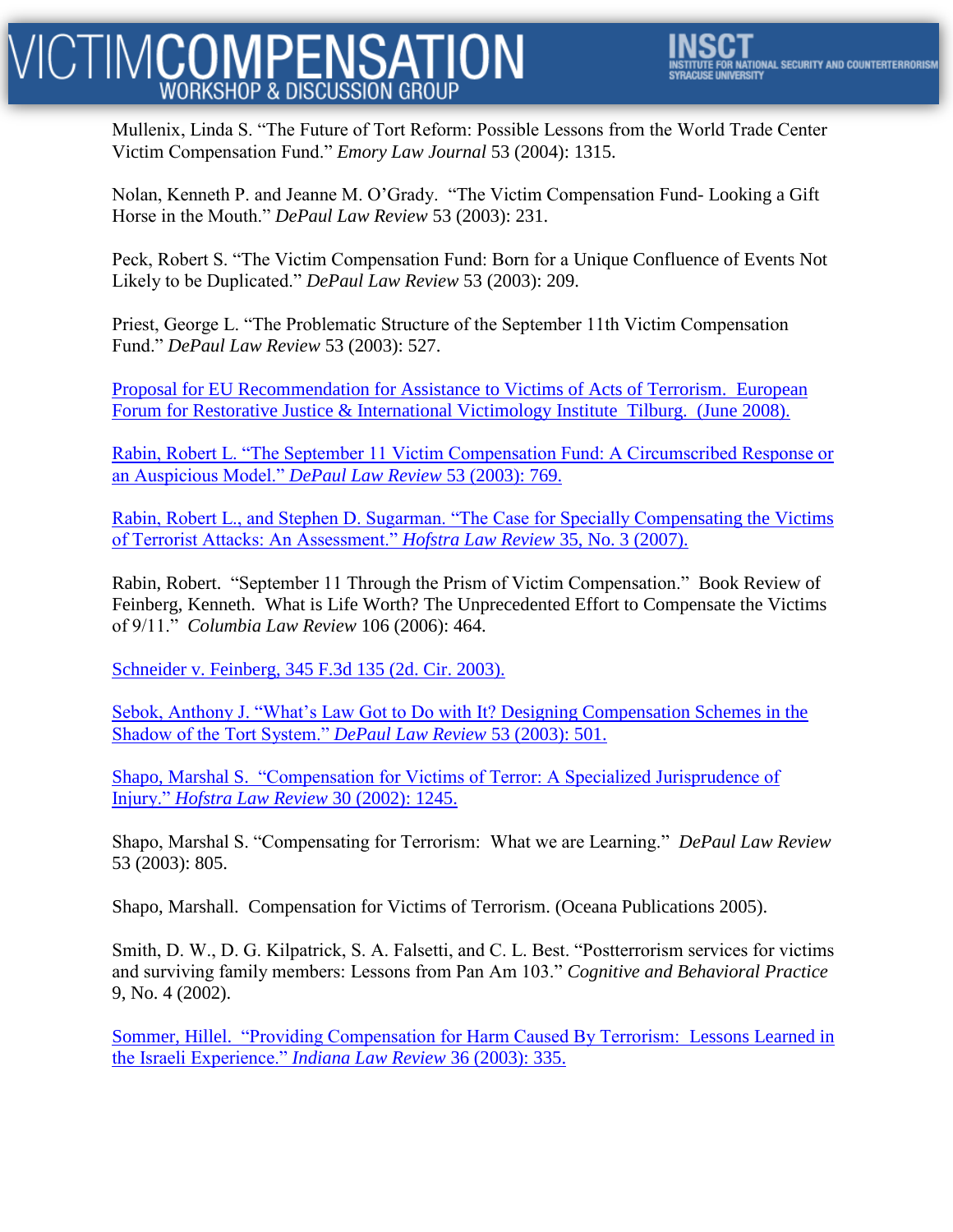Mullenix, Linda S. "The Future of Tort Reform: Possible Lessons from the World Trade Center Victim Compensation Fund." *Emory Law Journal* 53 (2004): 1315.

Nolan, Kenneth P. and Jeanne M. O'Grady. "The Victim Compensation Fund- Looking a Gift Horse in the Mouth." *DePaul Law Review* 53 (2003): 231.

Peck, Robert S. "The Victim Compensation Fund: Born for a Unique Confluence of Events Not Likely to be Duplicated." *DePaul Law Review* 53 (2003): 209.

Priest, George L. "The Problematic Structure of the September 11th Victim Compensation Fund." *DePaul Law Review* 53 (2003): 527.

Proposal for EU Recommendation for Assistance to Victims of Acts of Terrorism. European Forum for Restorative Justice & International Victimology Institute Tilburg. (June 2008).

Rabin, Robert L. "The September 11 Victim Compensation Fund: A Circumscribed Response or an Auspicious Model." *DePaul Law Review* 53 (2003): 769.

Rabin, Robert L., and Stephen D. Sugarman. "The Case for Specially Compensating the Victims of Terrorist Attacks: An Assessment." *Hofstra Law Review* 35, No. 3 (2007).

Rabin, Robert. "September 11 Through the Prism of Victim Compensation." Book Review of Feinberg, Kenneth. What is Life Worth? The Unprecedented Effort to Compensate the Victims of 9/11." *Columbia Law Review* 106 (2006): 464.

Schneider v. Feinberg, 345 F.3d 135 (2d. Cir. 2003).

Sebok, Anthony J. "What's Law Got to Do with It? Designing Compensation Schemes in the Shadow of the Tort System." *DePaul Law Review* 53 (2003): 501.

Shapo, Marshal S. "Compensation for Victims of Terror: A Specialized Jurisprudence of Injury." *Hofstra Law Review* 30 (2002): 1245.

Shapo, Marshal S. "Compensating for Terrorism: What we are Learning." *DePaul Law Review* 53 (2003): 805.

Shapo, Marshall. Compensation for Victims of Terrorism. (Oceana Publications 2005).

Smith, D. W., D. G. Kilpatrick, S. A. Falsetti, and C. L. Best. "Postterrorism services for victims and surviving family members: Lessons from Pan Am 103." *Cognitive and Behavioral Practice* 9, No. 4 (2002).

Sommer, Hillel. "Providing Compensation for Harm Caused By Terrorism: Lessons Learned in the Israeli Experience." *Indiana Law Review* 36 (2003): 335.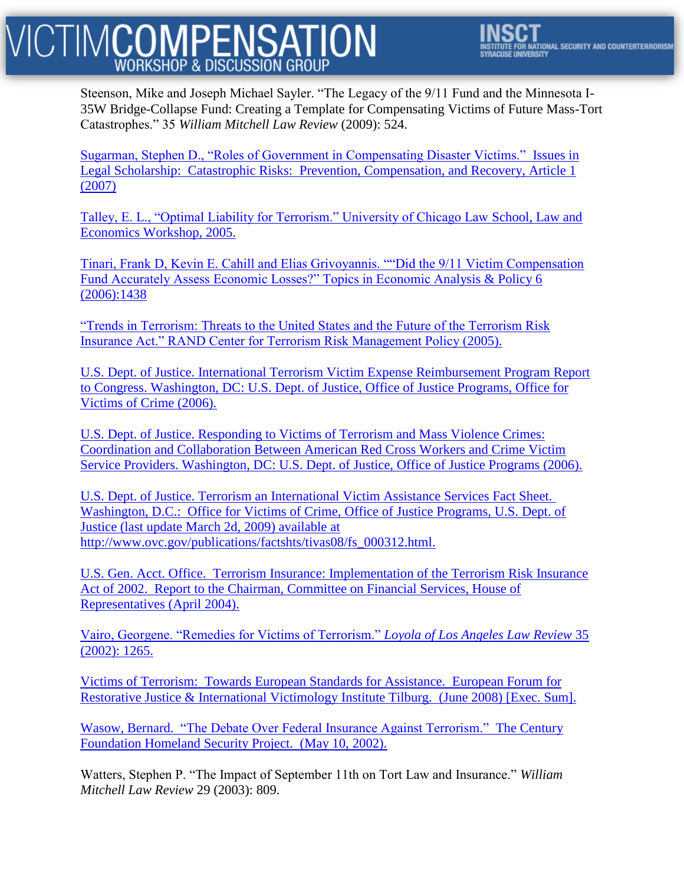Steenson, Mike and Joseph Michael Sayler. "The Legacy of the 9/11 Fund and the Minnesota I-35W Bridge-Collapse Fund: Creating a Template for Compensating Victims of Future Mass-Tort Catastrophes." 35 *William Mitchell Law Review* (2009): 524.

Sugarman, Stephen D., "Roles of Government in Compensating Disaster Victims." Issues in Legal Scholarship: Catastrophic Risks: Prevention, Compensation, and Recovery, Article 1 (2007)

Talley, E. L., "Optimal Liability for Terrorism." University of Chicago Law School, Law and Economics Workshop, 2005.

Tinari, Frank D, Kevin E. Cahill and Elias Grivoyannis. ""Did the 9/11 Victim Compensation Fund Accurately Assess Economic Losses?" Topics in Economic Analysis & Policy 6 (2006):1438

"Trends in Terrorism: Threats to the United States and the Future of the Terrorism Risk Insurance Act." RAND Center for Terrorism Risk Management Policy (2005).

U.S. Dept. of Justice. International Terrorism Victim Expense Reimbursement Program Report to Congress. Washington, DC: U.S. Dept. of Justice, Office of Justice Programs, Office for Victims of Crime (2006).

U.S. Dept. of Justice. Responding to Victims of Terrorism and Mass Violence Crimes: Coordination and Collaboration Between American Red Cross Workers and Crime Victim Service Providers. Washington, DC: U.S. Dept. of Justice, Office of Justice Programs (2006).

U.S. Dept. of Justice. Terrorism an International Victim Assistance Services Fact Sheet. Washington, D.C.: Office for Victims of Crime, Office of Justice Programs, U.S. Dept. of Justice (last update March 2d, 2009) available at http://www.ovc.gov/publications/factshts/tivas08/fs_000312.html.

U.S. Gen. Acct. Office. Terrorism Insurance: Implementation of the Terrorism Risk Insurance Act of 2002. Report to the Chairman, Committee on Financial Services, House of Representatives (April 2004).

Vairo, Georgene. "Remedies for Victims of Terrorism." *Loyola of Los Angeles Law Review* 35 (2002): 1265.

Victims of Terrorism: Towards European Standards for Assistance. European Forum for Restorative Justice & International Victimology Institute Tilburg. (June 2008) [Exec. Sum].

Wasow, Bernard. "The Debate Over Federal Insurance Against Terrorism." The Century Foundation Homeland Security Project. (May 10, 2002).

Watters, Stephen P. "The Impact of September 11th on Tort Law and Insurance." *William Mitchell Law Review* 29 (2003): 809.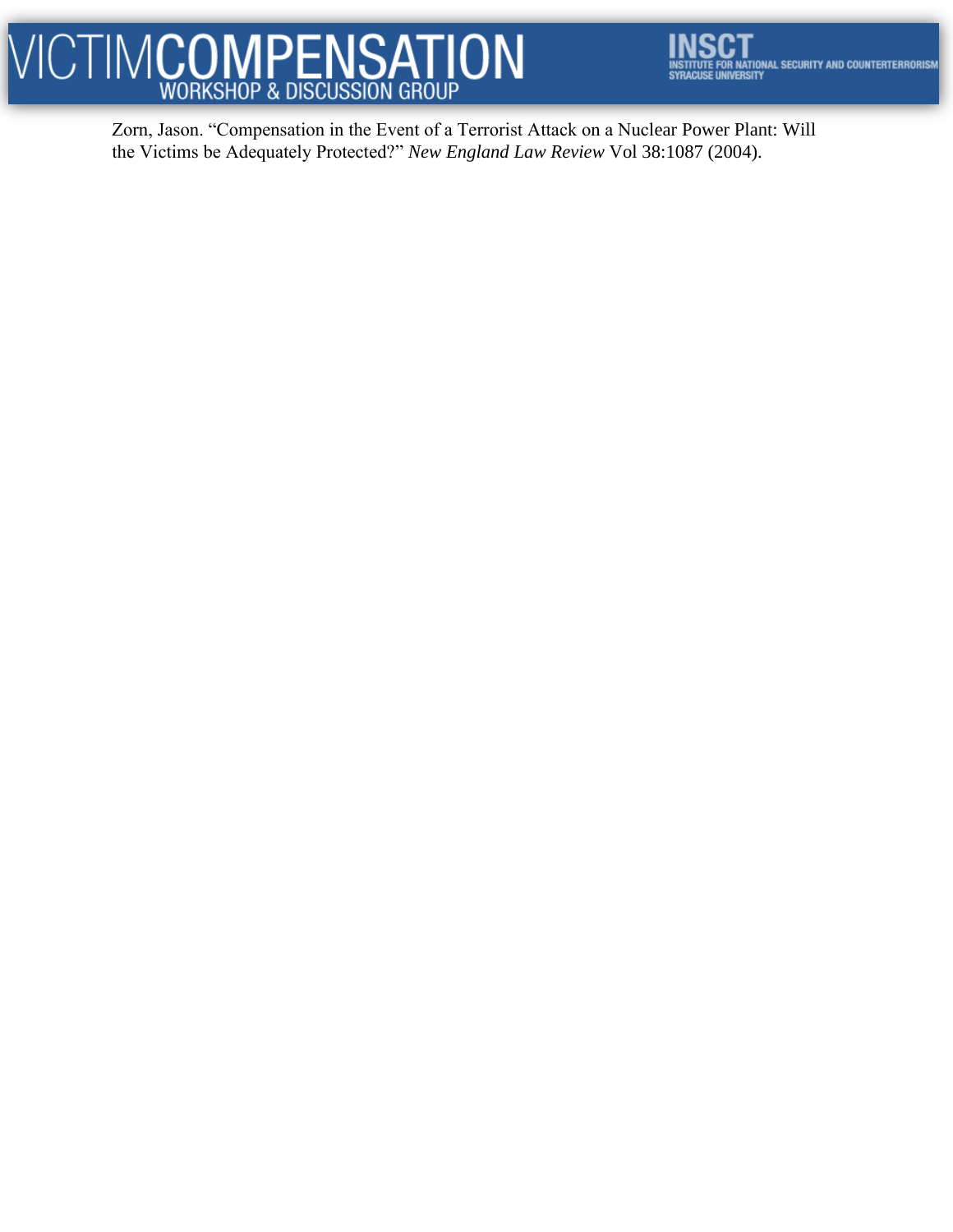Zorn, Jason. "Compensation in the Event of a Terrorist Attack on a Nuclear Power Plant: Will the Victims be Adequately Protected?" *New England Law Review* Vol 38:1087 (2004).